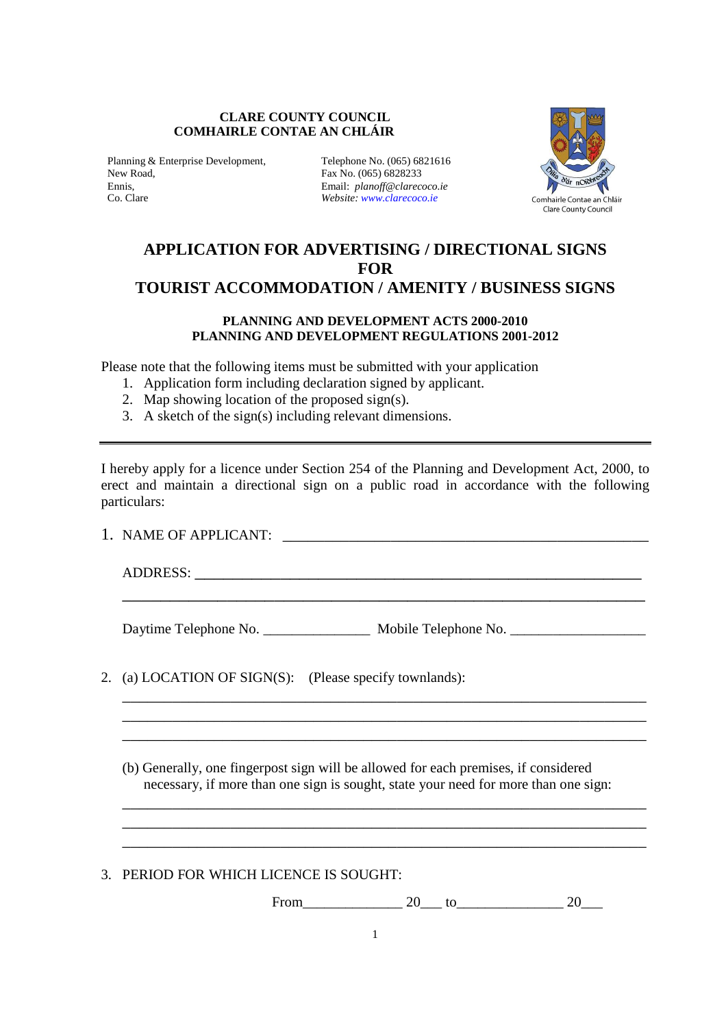**CLARE COUNTY COUNCIL**
**COMHAIRLE CONTAE AN CHLÁIR**

Planning & Enterprise Development,
New Road,
Ennis,
Co. Clare

Telephone No. (065) 6821616
Fax No. (065) 6828233
Email: *planoff@clarecoco.ie*
*Website: www.clarecoco.ie*

Comhairle Contae an Chláir
Clare County Council

# APPLICATION FOR ADVERTISING / DIRECTIONAL SIGNS FOR TOURIST ACCOMMODATION / AMENITY / BUSINESS SIGNS

**PLANNING AND DEVELOPMENT ACTS 2000-2010**
**PLANNING AND DEVELOPMENT REGULATIONS 2001-2012**

Please note that the following items must be submitted with your application

1. Application form including declaration signed by applicant.
2. Map showing location of the proposed sign(s).
3. A sketch of the sign(s) including relevant dimensions.

---

I hereby apply for a licence under Section 254 of the Planning and Development Act, 2000, to erect and maintain a directional sign on a public road in accordance with the following particulars:

1. NAME OF APPLICANT: ___________________________________________________

   ADDRESS: ___________________________________________________________

   ___________________________________________________________________

   Daytime Telephone No. _______________ Mobile Telephone No. ___________________

2. (a) LOCATION OF SIGN(S): (Please specify townlands):

   ___________________________________________________________________

   ___________________________________________________________________

   ___________________________________________________________________

   (b) Generally, one fingerpost sign will be allowed for each premises, if considered necessary, if more than one sign is sought, state your need for more than one sign:

   ___________________________________________________________________

   ___________________________________________________________________

   ___________________________________________________________________

3. PERIOD FOR WHICH LICENCE IS SOUGHT:

   From______________ 20___ to_______________ 20___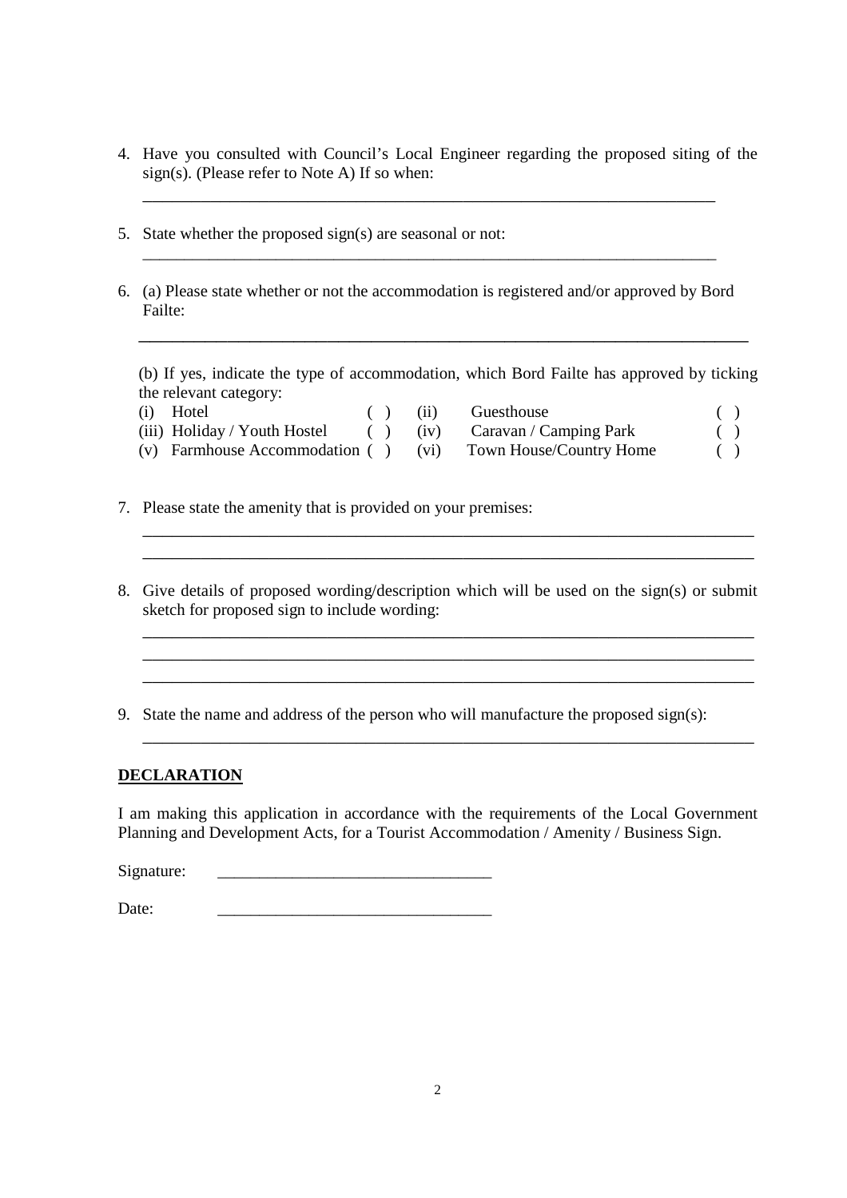4. Have you consulted with Council's Local Engineer regarding the proposed siting of the sign(s). (Please refer to Note A) If so when:

   ___________________________________________________________________

5. State whether the proposed sign(s) are seasonal or not:

   ___________________________________________________________________

6. (a) Please state whether or not the accommodation is registered and/or approved by Bord Failte:

   ___________________________________________________________________

   (b) If yes, indicate the type of accommodation, which Bord Failte has approved by ticking the relevant category:

| | | | | | |
|---|---|---|---|---|---|
| (i) | Hotel | ( ) | (ii) | Guesthouse | ( ) |
| (iii) | Holiday / Youth Hostel | ( ) | (iv) | Caravan / Camping Park | ( ) |
| (v) | Farmhouse Accommodation | ( ) | (vi) | Town House/Country Home | ( ) |

7. Please state the amenity that is provided on your premises:

   ___________________________________________________________________

   ___________________________________________________________________

8. Give details of proposed wording/description which will be used on the sign(s) or submit sketch for proposed sign to include wording:

   ___________________________________________________________________

   ___________________________________________________________________

   ___________________________________________________________________

9. State the name and address of the person who will manufacture the proposed sign(s):

   ___________________________________________________________________

**DECLARATION**

I am making this application in accordance with the requirements of the Local Government Planning and Development Acts, for a Tourist Accommodation / Amenity / Business Sign.

Signature: _________________________________

Date: _________________________________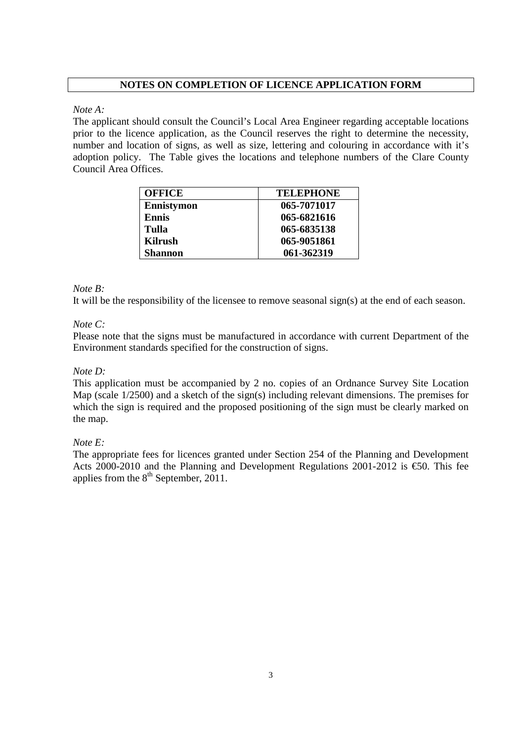## NOTES ON COMPLETION OF LICENCE APPLICATION FORM

*Note A:*

The applicant should consult the Council's Local Area Engineer regarding acceptable locations prior to the licence application, as the Council reserves the right to determine the necessity, number and location of signs, as well as size, lettering and colouring in accordance with it's adoption policy. The Table gives the locations and telephone numbers of the Clare County Council Area Offices.

| OFFICE | TELEPHONE |
|---|---|
| **Ennistymon** | **065-7071017** |
| **Ennis** | **065-6821616** |
| **Tulla** | **065-6835138** |
| **Kilrush** | **065-9051861** |
| **Shannon** | **061-362319** |

*Note B:*

It will be the responsibility of the licensee to remove seasonal sign(s) at the end of each season.

*Note C:*

Please note that the signs must be manufactured in accordance with current Department of the Environment standards specified for the construction of signs.

*Note D:*

This application must be accompanied by 2 no. copies of an Ordnance Survey Site Location Map (scale 1/2500) and a sketch of the sign(s) including relevant dimensions. The premises for which the sign is required and the proposed positioning of the sign must be clearly marked on the map.

*Note E:*

The appropriate fees for licences granted under Section 254 of the Planning and Development Acts 2000-2010 and the Planning and Development Regulations 2001-2012 is €50. This fee applies from the 8th September, 2011.